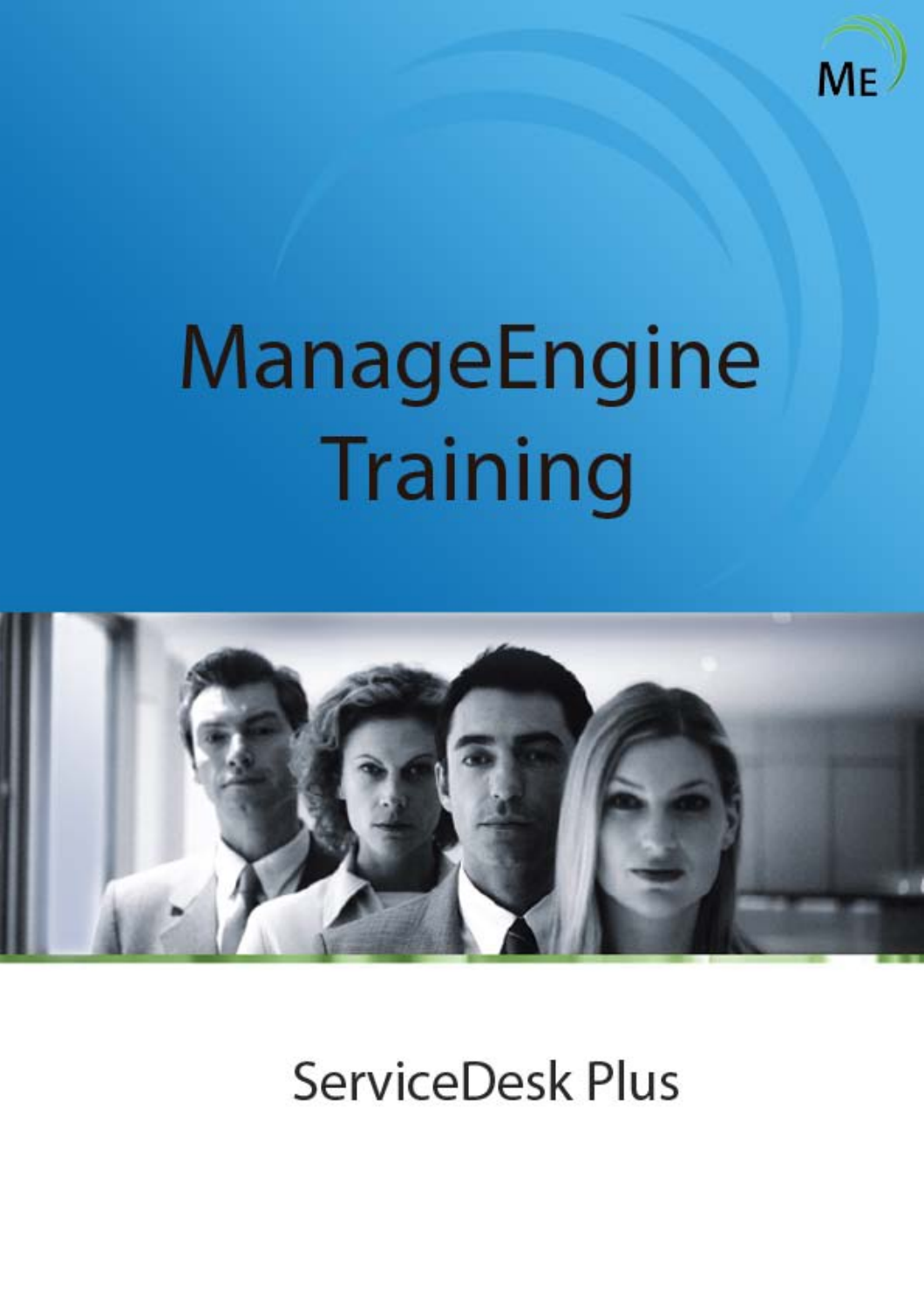# ManageEngine Training

## ServiceDesk Plus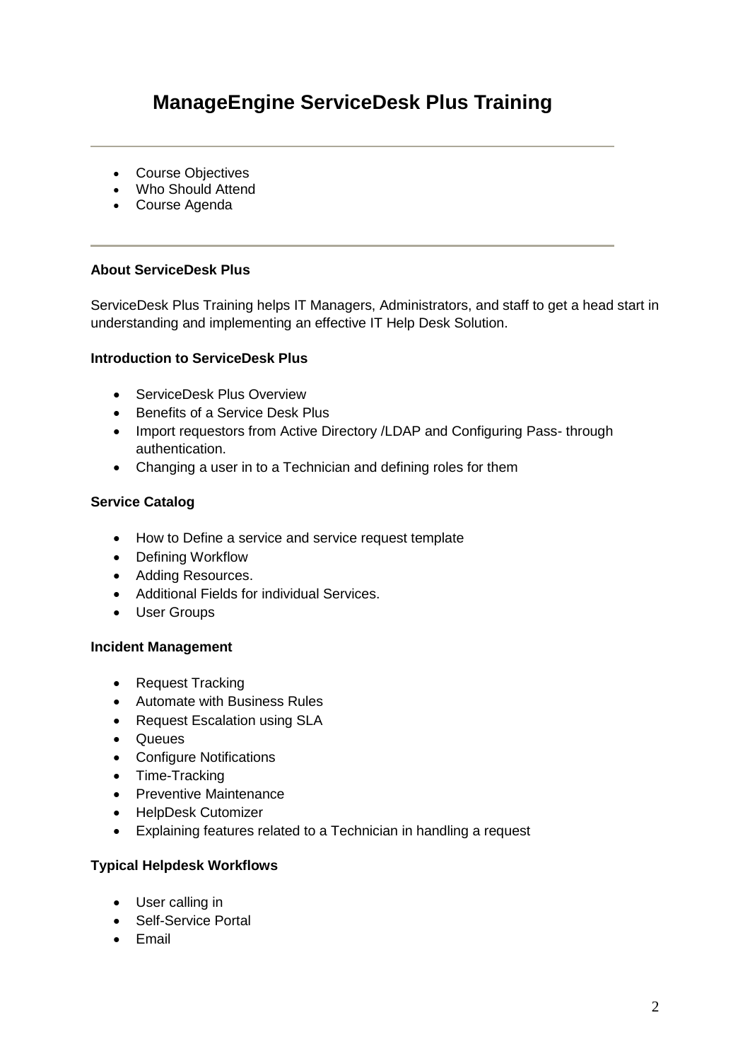# ManageEngine ServiceDesk Plus Training

---

- Course Objectives
- Who Should Attend
- Course Agenda

---

**About ServiceDesk Plus**

ServiceDesk Plus Training helps IT Managers, Administrators, and staff to get a head start in understanding and implementing an effective IT Help Desk Solution.

**Introduction to ServiceDesk Plus**

- ServiceDesk Plus Overview
- Benefits of a Service Desk Plus
- Import requestors from Active Directory /LDAP and Configuring Pass- through authentication.
- Changing a user in to a Technician and defining roles for them

**Service Catalog**

- How to Define a service and service request template
- Defining Workflow
- Adding Resources.
- Additional Fields for individual Services.
- User Groups

**Incident Management**

- Request Tracking
- Automate with Business Rules
- Request Escalation using SLA
- Queues
- Configure Notifications
- Time-Tracking
- Preventive Maintenance
- HelpDesk Cutomizer
- Explaining features related to a Technician in handling a request

**Typical Helpdesk Workflows**

- User calling in
- Self-Service Portal
- Email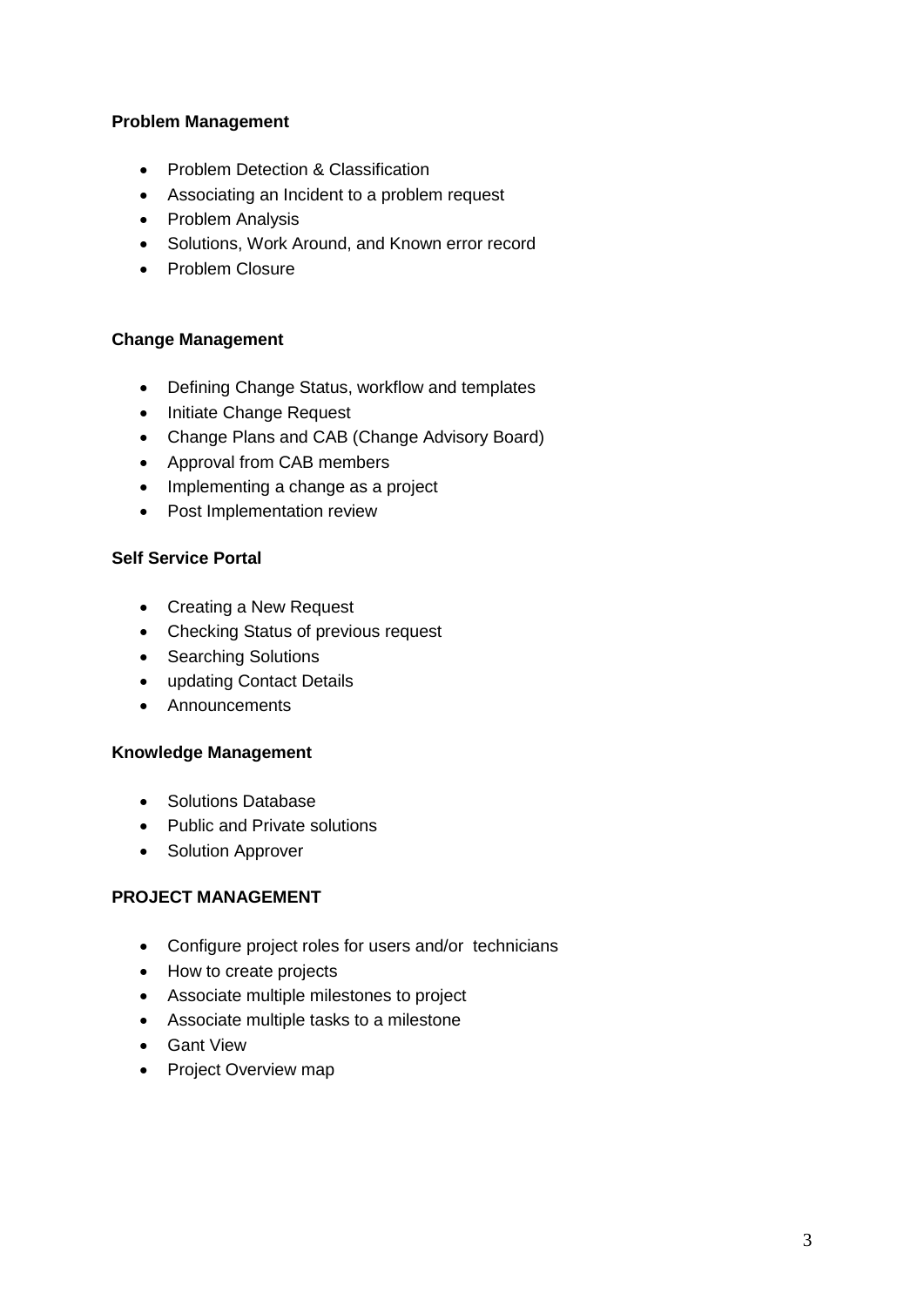**Problem Management**

- Problem Detection & Classification
- Associating an Incident to a problem request
- Problem Analysis
- Solutions, Work Around, and Known error record
- Problem Closure

**Change Management**

- Defining Change Status, workflow and templates
- Initiate Change Request
- Change Plans and CAB (Change Advisory Board)
- Approval from CAB members
- Implementing a change as a project
- Post Implementation review

**Self Service Portal**

- Creating a New Request
- Checking Status of previous request
- Searching Solutions
- updating Contact Details
- Announcements

**Knowledge Management**

- Solutions Database
- Public and Private solutions
- Solution Approver

**PROJECT MANAGEMENT**

- Configure project roles for users and/or technicians
- How to create projects
- Associate multiple milestones to project
- Associate multiple tasks to a milestone
- Gant View
- Project Overview map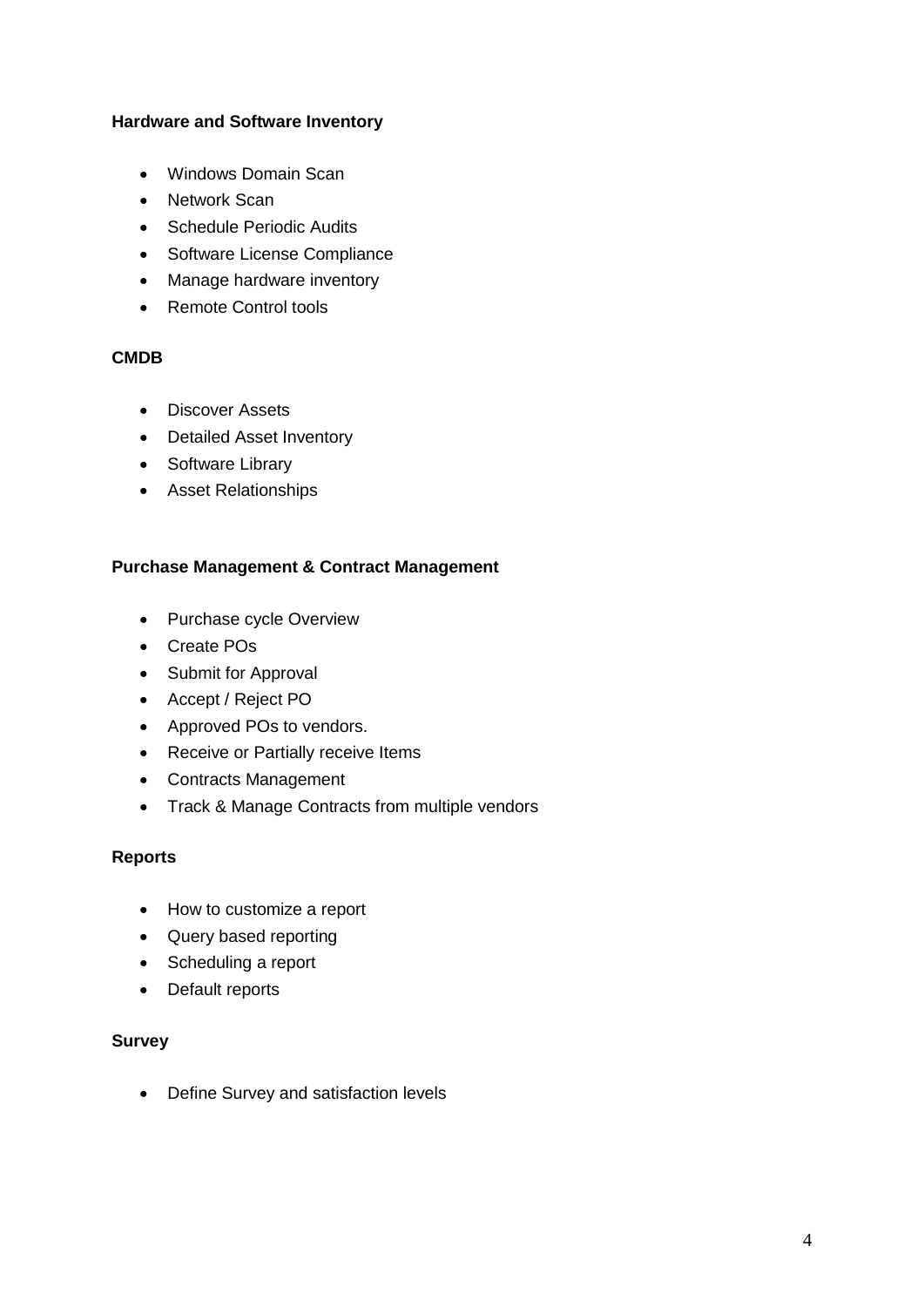**Hardware and Software Inventory**

- Windows Domain Scan
- Network Scan
- Schedule Periodic Audits
- Software License Compliance
- Manage hardware inventory
- Remote Control tools

**CMDB**

- Discover Assets
- Detailed Asset Inventory
- Software Library
- Asset Relationships

**Purchase Management & Contract Management**

- Purchase cycle Overview
- Create POs
- Submit for Approval
- Accept / Reject PO
- Approved POs to vendors.
- Receive or Partially receive Items
- Contracts Management
- Track & Manage Contracts from multiple vendors

**Reports**

- How to customize a report
- Query based reporting
- Scheduling a report
- Default reports

**Survey**

- Define Survey and satisfaction levels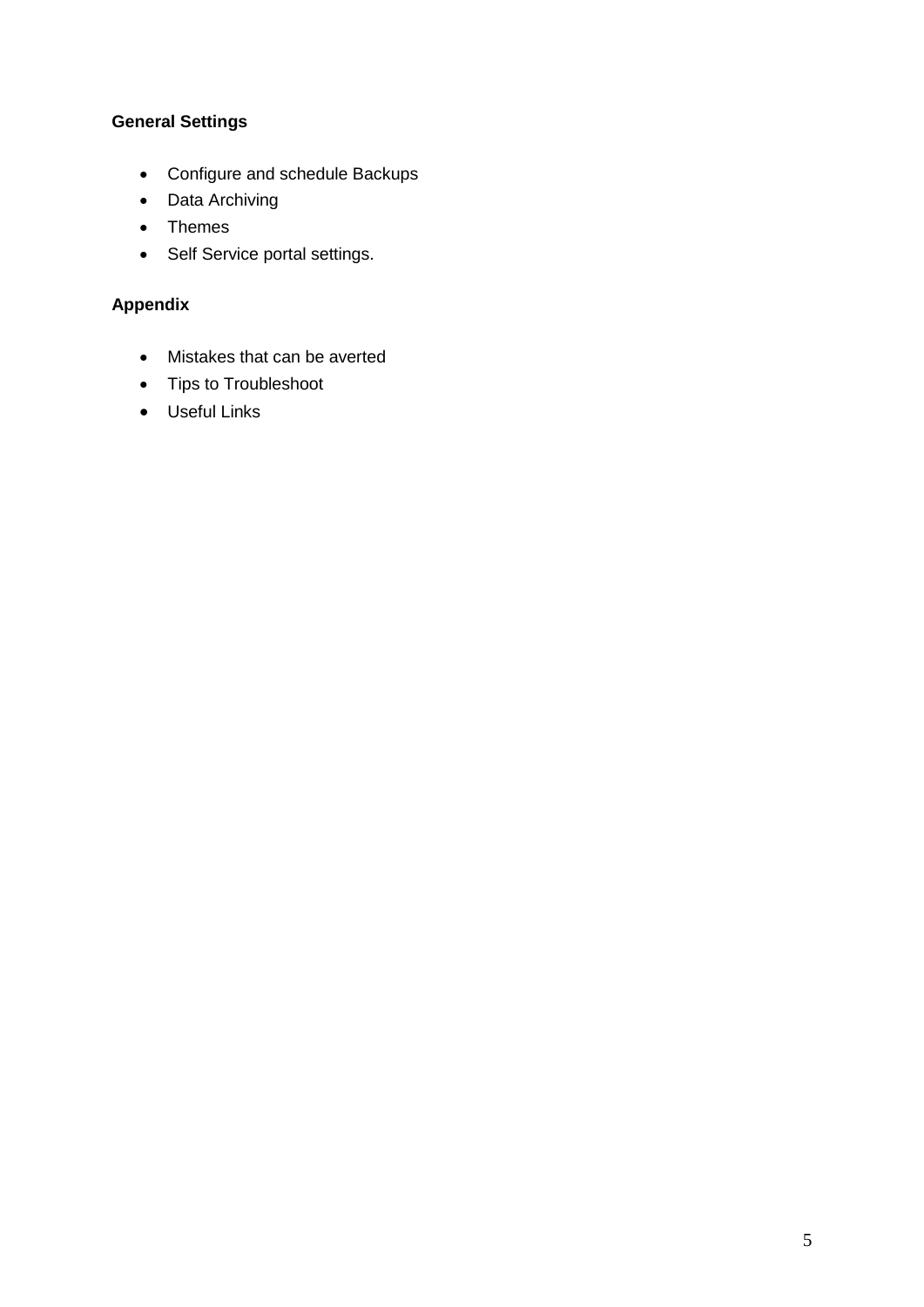**General Settings**

- Configure and schedule Backups
- Data Archiving
- Themes
- Self Service portal settings.

**Appendix**

- Mistakes that can be averted
- Tips to Troubleshoot
- Useful Links